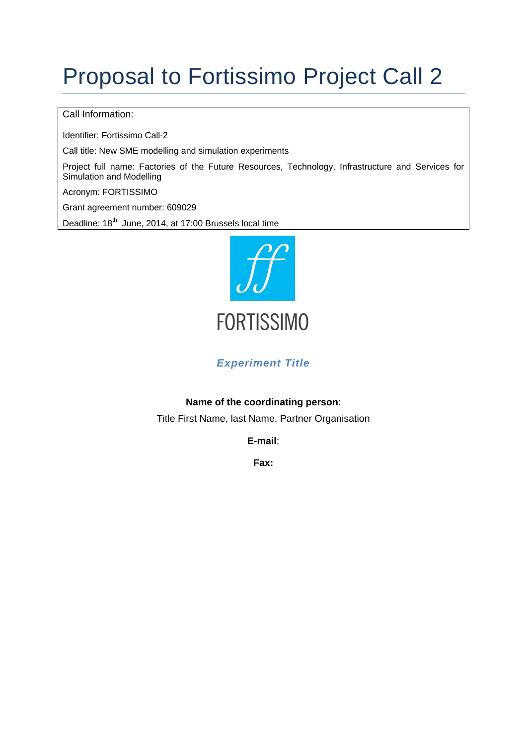# Proposal to Fortissimo Project Call 2

Call Information:

Identifier: Fortissimo Call-2

Call title: New SME modelling and simulation experiments

Project full name: Factories of the Future Resources, Technology, Infrastructure and Services for Simulation and Modelling

Acronym: FORTISSIMO

Grant agreement number: 609029

Deadline: 18th June, 2014, at 17:00 Brussels local time

FORTISSIMO

***Experiment Title***

**Name of the coordinating person**:

Title First Name, last Name, Partner Organisation

**E-mail**:

**Fax:**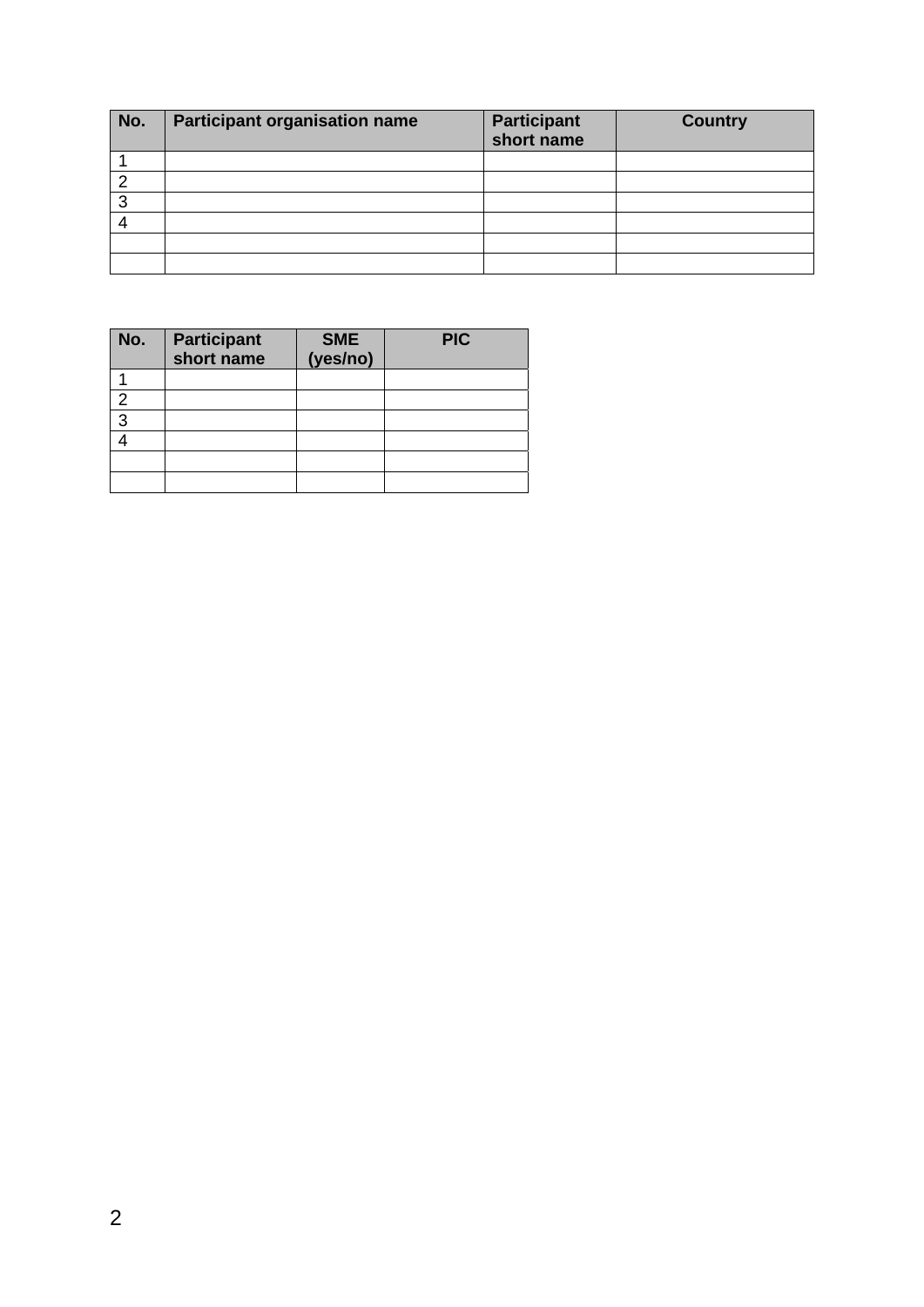| No. | Participant organisation name | Participant short name | Country |
|---|---|---|---|
| 1 | | | |
| 2 | | | |
| 3 | | | |
| 4 | | | |
| | | | |
| | | | |

| No. | Participant short name | SME (yes/no) | PIC |
|---|---|---|---|
| 1 | | | |
| 2 | | | |
| 3 | | | |
| 4 | | | |
| | | | |
| | | | |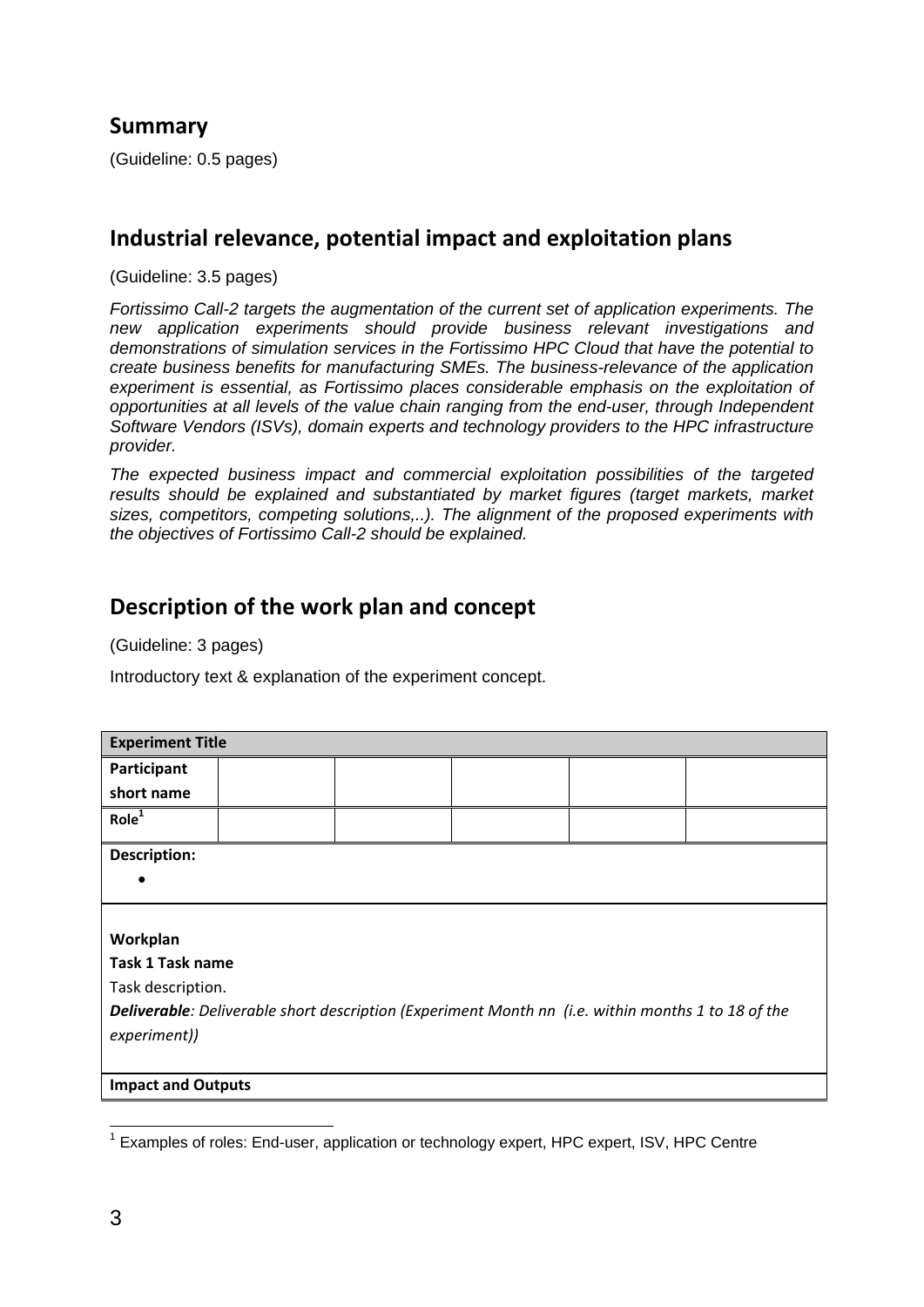## Summary

(Guideline: 0.5 pages)

## Industrial relevance, potential impact and exploitation plans

(Guideline: 3.5 pages)

*Fortissimo Call-2 targets the augmentation of the current set of application experiments. The new application experiments should provide business relevant investigations and demonstrations of simulation services in the Fortissimo HPC Cloud that have the potential to create business benefits for manufacturing SMEs. The business-relevance of the application experiment is essential, as Fortissimo places considerable emphasis on the exploitation of opportunities at all levels of the value chain ranging from the end-user, through Independent Software Vendors (ISVs), domain experts and technology providers to the HPC infrastructure provider.*

*The expected business impact and commercial exploitation possibilities of the targeted results should be explained and substantiated by market figures (target markets, market sizes, competitors, competing solutions,..). The alignment of the proposed experiments with the objectives of Fortissimo Call-2 should be explained.*

## Description of the work plan and concept

(Guideline: 3 pages)

Introductory text & explanation of the experiment concept.

| **Experiment Title** | | | | | |
|---|---|---|---|---|---|
| **Participant short name** | | | | | |
| **Role**[1] | | | | | |
| **Description:**<br>• | | | | | |
| **Workplan**<br>**Task 1 Task name**<br>Task description.<br>***Deliverable****: Deliverable short description (Experiment Month nn (i.e. within months 1 to 18 of the experiment))* | | | | | |
| **Impact and Outputs** | | | | | |

[1] Examples of roles: End-user, application or technology expert, HPC expert, ISV, HPC Centre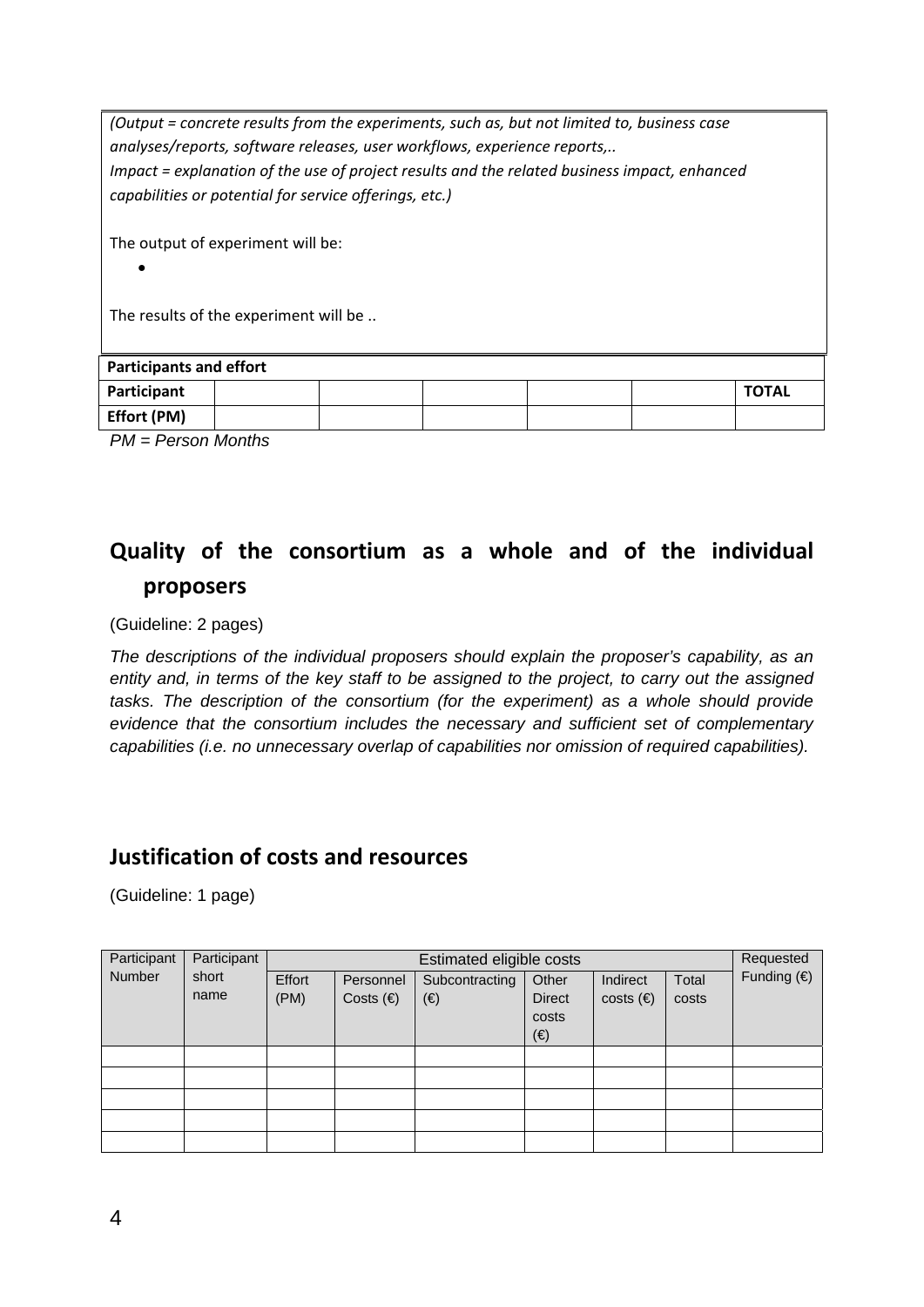*(Output = concrete results from the experiments, such as, but not limited to, business case analyses/reports, software releases, user workflows, experience reports,..*
*Impact = explanation of the use of project results and the related business impact, enhanced capabilities or potential for service offerings, etc.)*

The output of experiment will be:

- 

The results of the experiment will be ..

| **Participants and effort** | | | | | | |
|---|---|---|---|---|---|---|
| **Participant** | | | | | | **TOTAL** |
| **Effort (PM)** | | | | | | |

*PM = Person Months*

## Quality of the consortium as a whole and of the individual proposers

(Guideline: 2 pages)

*The descriptions of the individual proposers should explain the proposer's capability, as an entity and, in terms of the key staff to be assigned to the project, to carry out the assigned tasks. The description of the consortium (for the experiment) as a whole should provide evidence that the consortium includes the necessary and sufficient set of complementary capabilities (i.e. no unnecessary overlap of capabilities nor omission of required capabilities).*

## Justification of costs and resources

(Guideline: 1 page)

| Participant Number | Participant short name | Estimated eligible costs | | | | | | Requested Funding (€) |
|---|---|---|---|---|---|---|---|---|
| | | Effort (PM) | Personnel Costs (€) | Subcontracting (€) | Other Direct costs (€) | Indirect costs (€) | Total costs | |
| | | | | | | | | |
| | | | | | | | | |
| | | | | | | | | |
| | | | | | | | | |
| | | | | | | | | |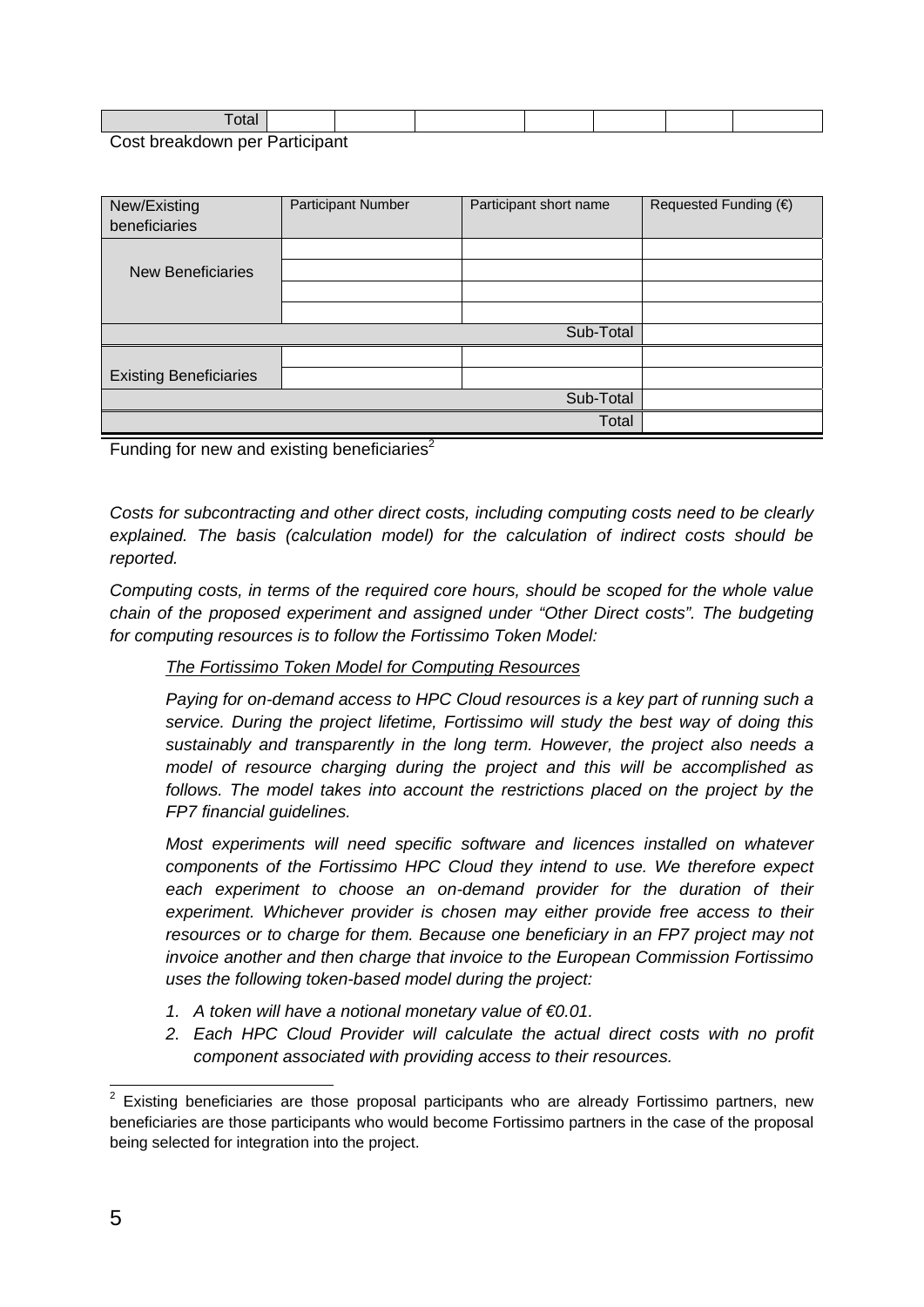| Total | | | | | | | |
|---|---|---|---|---|---|---|---|

Cost breakdown per Participant

| New/Existing beneficiaries | Participant Number | Participant short name | Requested Funding (€) |
|---|---|---|---|
| New Beneficiaries | | | |
| | | | |
| | | | |
| | | | |
| | | Sub-Total | |
| Existing Beneficiaries | | | |
| | | | |
| | | Sub-Total | |
| | | Total | |

Funding for new and existing beneficiaries[2]

*Costs for subcontracting and other direct costs, including computing costs need to be clearly explained. The basis (calculation model) for the calculation of indirect costs should be reported.*

*Computing costs, in terms of the required core hours, should be scoped for the whole value chain of the proposed experiment and assigned under "Other Direct costs". The budgeting for computing resources is to follow the Fortissimo Token Model:*

*<u>The Fortissimo Token Model for Computing Resources</u>*

*Paying for on-demand access to HPC Cloud resources is a key part of running such a service. During the project lifetime, Fortissimo will study the best way of doing this sustainably and transparently in the long term. However, the project also needs a model of resource charging during the project and this will be accomplished as follows. The model takes into account the restrictions placed on the project by the FP7 financial guidelines.*

*Most experiments will need specific software and licences installed on whatever components of the Fortissimo HPC Cloud they intend to use. We therefore expect each experiment to choose an on-demand provider for the duration of their experiment. Whichever provider is chosen may either provide free access to their resources or to charge for them. Because one beneficiary in an FP7 project may not invoice another and then charge that invoice to the European Commission Fortissimo uses the following token-based model during the project:*

1. *A token will have a notional monetary value of €0.01.*
2. *Each HPC Cloud Provider will calculate the actual direct costs with no profit component associated with providing access to their resources.*

[2] Existing beneficiaries are those proposal participants who are already Fortissimo partners, new beneficiaries are those participants who would become Fortissimo partners in the case of the proposal being selected for integration into the project.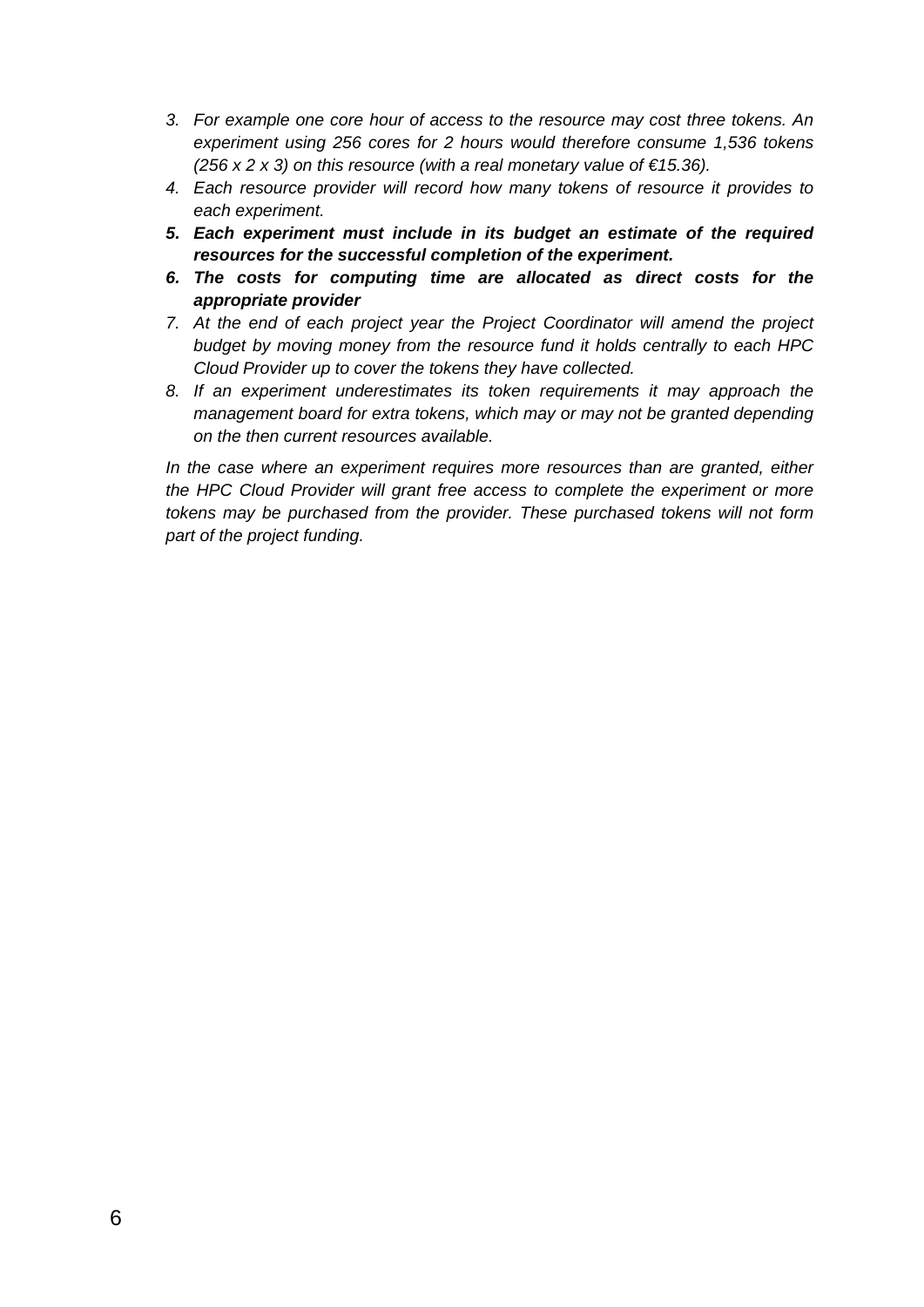3. *For example one core hour of access to the resource may cost three tokens. An experiment using 256 cores for 2 hours would therefore consume 1,536 tokens (256 x 2 x 3) on this resource (with a real monetary value of €15.36).*
4. *Each resource provider will record how many tokens of resource it provides to each experiment.*
5. ***Each experiment must include in its budget an estimate of the required resources for the successful completion of the experiment.***
6. ***The costs for computing time are allocated as direct costs for the appropriate provider***
7. *At the end of each project year the Project Coordinator will amend the project budget by moving money from the resource fund it holds centrally to each HPC Cloud Provider up to cover the tokens they have collected.*
8. *If an experiment underestimates its token requirements it may approach the management board for extra tokens, which may or may not be granted depending on the then current resources available.*

*In the case where an experiment requires more resources than are granted, either the HPC Cloud Provider will grant free access to complete the experiment or more tokens may be purchased from the provider. These purchased tokens will not form part of the project funding.*